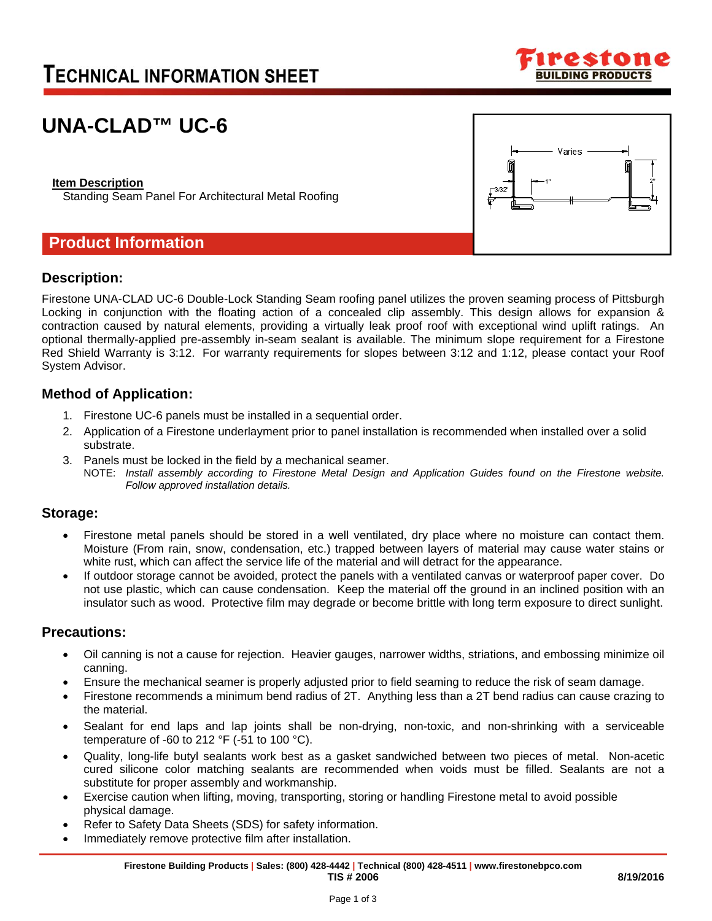# TECHNICAL INFORMATION SHEET

# UNA-CLAD™ UC-6

**Item Description**

Standing Seam Panel For Architectural Metal Roofing

## Product Information

### Description:

Firestone UNA-CLAD UC-6 Double-Lock Standing Seam roofing panel utilizes the proven seaming process of Pittsburgh Locking in conjunction with the floating action of a concealed clip assembly. This design allows for expansion & contraction caused by natural elements, providing a virtually leak proof roof with exceptional wind uplift ratings. An optional thermally-applied pre-assembly in-seam sealant is available. The minimum slope requirement for a Firestone Red Shield Warranty is 3:12. For warranty requirements for slopes between 3:12 and 1:12, please contact your Roof System Advisor.

### Method of Application:

1. Firestone UC-6 panels must be installed in a sequential order.
2. Application of a Firestone underlayment prior to panel installation is recommended when installed over a solid substrate.
3. Panels must be locked in the field by a mechanical seamer.

   NOTE: *Install assembly according to Firestone Metal Design and Application Guides found on the Firestone website. Follow approved installation details.*

### Storage:

- Firestone metal panels should be stored in a well ventilated, dry place where no moisture can contact them. Moisture (From rain, snow, condensation, etc.) trapped between layers of material may cause water stains or white rust, which can affect the service life of the material and will detract for the appearance.
- If outdoor storage cannot be avoided, protect the panels with a ventilated canvas or waterproof paper cover. Do not use plastic, which can cause condensation. Keep the material off the ground in an inclined position with an insulator such as wood. Protective film may degrade or become brittle with long term exposure to direct sunlight.

### Precautions:

- Oil canning is not a cause for rejection. Heavier gauges, narrower widths, striations, and embossing minimize oil canning.
- Ensure the mechanical seamer is properly adjusted prior to field seaming to reduce the risk of seam damage.
- Firestone recommends a minimum bend radius of 2T. Anything less than a 2T bend radius can cause crazing to the material.
- Sealant for end laps and lap joints shall be non-drying, non-toxic, and non-shrinking with a serviceable temperature of -60 to 212 °F (-51 to 100 °C).
- Quality, long-life butyl sealants work best as a gasket sandwiched between two pieces of metal. Non-acetic cured silicone color matching sealants are recommended when voids must be filled. Sealants are not a substitute for proper assembly and workmanship.
- Exercise caution when lifting, moving, transporting, storing or handling Firestone metal to avoid possible physical damage.
- Refer to Safety Data Sheets (SDS) for safety information.
- Immediately remove protective film after installation.

**Firestone Building Products | Sales: (800) 428-4442 | Technical (800) 428-4511 | www.firestonebpco.com**
**TIS # 2006** **8/19/2016**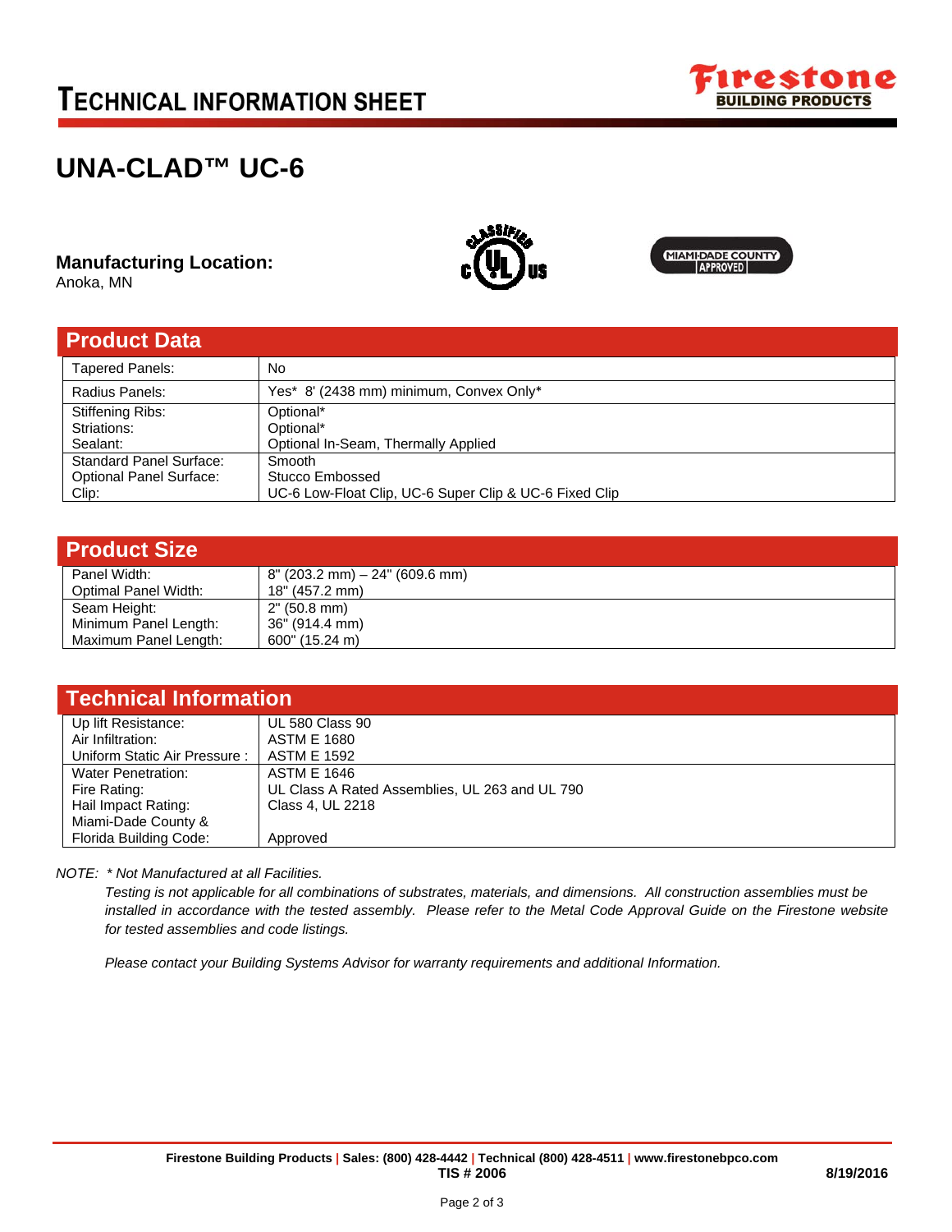# TECHNICAL INFORMATION SHEET

# UNA-CLAD™ UC-6

**Manufacturing Location:**
Anoka, MN

## Product Data

| | |
|---|---|
| Tapered Panels: | No |
| Radius Panels: | Yes* 8' (2438 mm) minimum, Convex Only* |
| Stiffening Ribs: | Optional* |
| Striations: | Optional* |
| Sealant: | Optional In-Seam, Thermally Applied |
| Standard Panel Surface: | Smooth |
| Optional Panel Surface: | Stucco Embossed |
| Clip: | UC-6 Low-Float Clip, UC-6 Super Clip & UC-6 Fixed Clip |

## Product Size

| | |
|---|---|
| Panel Width: | 8" (203.2 mm) – 24" (609.6 mm) |
| Optimal Panel Width: | 18" (457.2 mm) |
| Seam Height: | 2" (50.8 mm) |
| Minimum Panel Length: | 36" (914.4 mm) |
| Maximum Panel Length: | 600" (15.24 m) |

## Technical Information

| | |
|---|---|
| Up lift Resistance: | UL 580 Class 90 |
| Air Infiltration: | ASTM E 1680 |
| Uniform Static Air Pressure : | ASTM E 1592 |
| Water Penetration: | ASTM E 1646 |
| Fire Rating: | UL Class A Rated Assemblies, UL 263 and UL 790 |
| Hail Impact Rating: | Class 4, UL 2218 |
| Miami-Dade County & Florida Building Code: | Approved |

*NOTE: * Not Manufactured at all Facilities.*

*Testing is not applicable for all combinations of substrates, materials, and dimensions. All construction assemblies must be installed in accordance with the tested assembly. Please refer to the Metal Code Approval Guide on the Firestone website for tested assemblies and code listings.*

*Please contact your Building Systems Advisor for warranty requirements and additional Information.*

**Firestone Building Products | Sales: (800) 428-4442 | Technical (800) 428-4511 | www.firestonebpco.com**
**TIS # 2006**
**8/19/2016**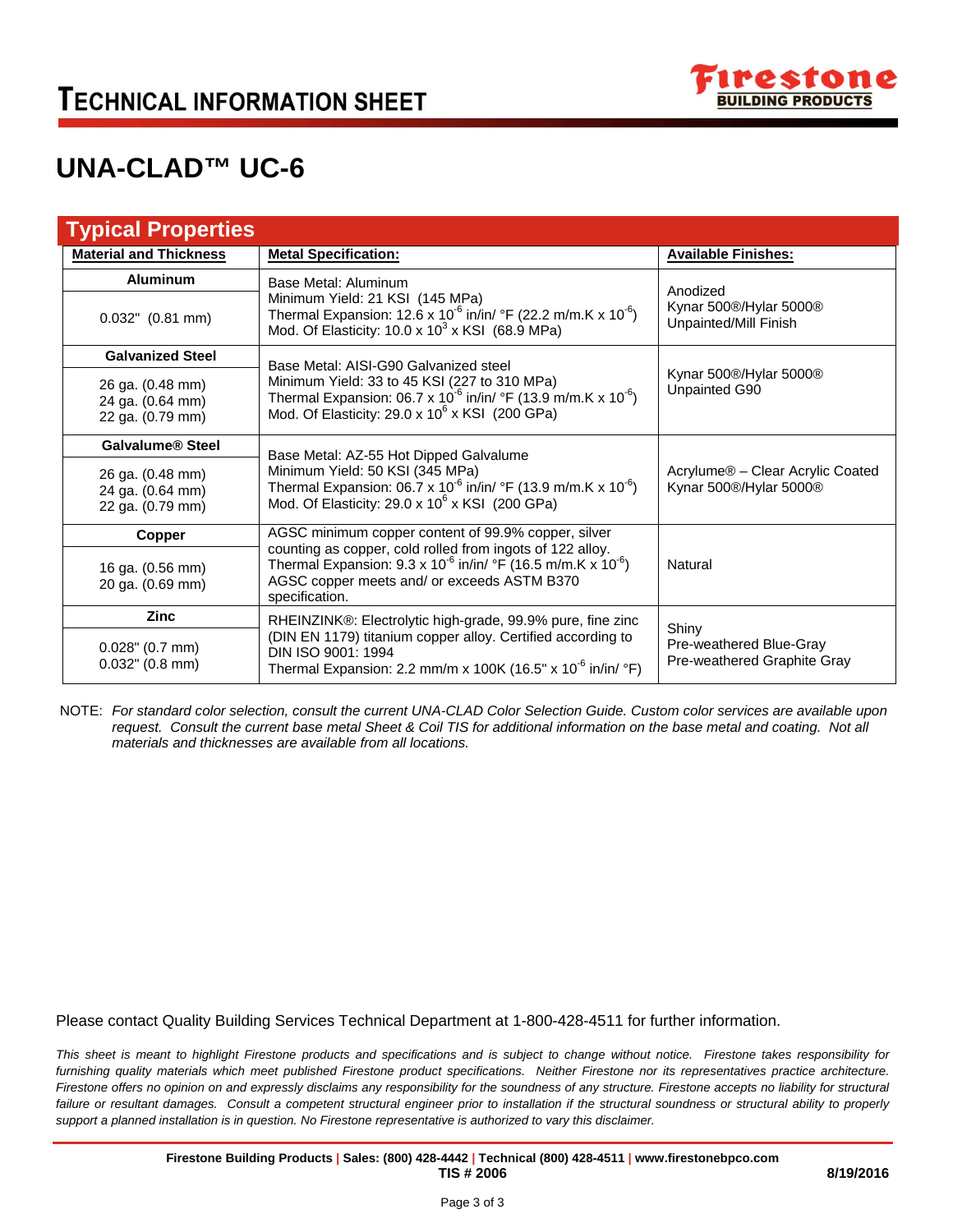# TECHNICAL INFORMATION SHEET

# UNA-CLAD™ UC-6

## Typical Properties

| Material and Thickness | Metal Specification: | Available Finishes: |
|---|---|---|
| **Aluminum**<br>0.032" (0.81 mm) | Base Metal: Aluminum<br>Minimum Yield: 21 KSI (145 MPa)<br>Thermal Expansion: 12.6 x $10^{-6}$ in/in/ °F (22.2 m/m.K x $10^{-6}$)<br>Mod. Of Elasticity: 10.0 x $10^{3}$ x KSI (68.9 MPa) | Anodized<br>Kynar 500®/Hylar 5000®<br>Unpainted/Mill Finish |
| **Galvanized Steel**<br>26 ga. (0.48 mm)<br>24 ga. (0.64 mm)<br>22 ga. (0.79 mm) | Base Metal: AISI-G90 Galvanized steel<br>Minimum Yield: 33 to 45 KSI (227 to 310 MPa)<br>Thermal Expansion: 06.7 x $10^{-6}$ in/in/ °F (13.9 m/m.K x $10^{-6}$)<br>Mod. Of Elasticity: 29.0 x $10^{6}$ x KSI (200 GPa) | Kynar 500®/Hylar 5000®<br>Unpainted G90 |
| **Galvalume® Steel**<br>26 ga. (0.48 mm)<br>24 ga. (0.64 mm)<br>22 ga. (0.79 mm) | Base Metal: AZ-55 Hot Dipped Galvalume<br>Minimum Yield: 50 KSI (345 MPa)<br>Thermal Expansion: 06.7 x $10^{-6}$ in/in/ °F (13.9 m/m.K x $10^{-6}$)<br>Mod. Of Elasticity: 29.0 x $10^{6}$ x KSI (200 GPa) | Acrylume® – Clear Acrylic Coated<br>Kynar 500®/Hylar 5000® |
| **Copper**<br>16 ga. (0.56 mm)<br>20 ga. (0.69 mm) | AGSC minimum copper content of 99.9% copper, silver counting as copper, cold rolled from ingots of 122 alloy.<br>Thermal Expansion: 9.3 x $10^{-6}$ in/in/ °F (16.5 m/m.K x $10^{-6}$)<br>AGSC copper meets and/ or exceeds ASTM B370 specification. | Natural |
| **Zinc**<br>0.028" (0.7 mm)<br>0.032" (0.8 mm) | RHEINZINK®: Electrolytic high-grade, 99.9% pure, fine zinc (DIN EN 1179) titanium copper alloy. Certified according to DIN ISO 9001: 1994<br>Thermal Expansion: 2.2 mm/m x 100K (16.5" x $10^{-6}$ in/in/ °F) | Shiny<br>Pre-weathered Blue-Gray<br>Pre-weathered Graphite Gray |

NOTE: *For standard color selection, consult the current UNA-CLAD Color Selection Guide. Custom color services are available upon request. Consult the current base metal Sheet & Coil TIS for additional information on the base metal and coating. Not all materials and thicknesses are available from all locations.*

Please contact Quality Building Services Technical Department at 1-800-428-4511 for further information.

*This sheet is meant to highlight Firestone products and specifications and is subject to change without notice. Firestone takes responsibility for furnishing quality materials which meet published Firestone product specifications. Neither Firestone nor its representatives practice architecture. Firestone offers no opinion on and expressly disclaims any responsibility for the soundness of any structure. Firestone accepts no liability for structural failure or resultant damages. Consult a competent structural engineer prior to installation if the structural soundness or structural ability to properly support a planned installation is in question. No Firestone representative is authorized to vary this disclaimer.*

**Firestone Building Products | Sales: (800) 428-4442 | Technical (800) 428-4511 | www.firestonebpco.com**
**TIS # 2006** **8/19/2016**